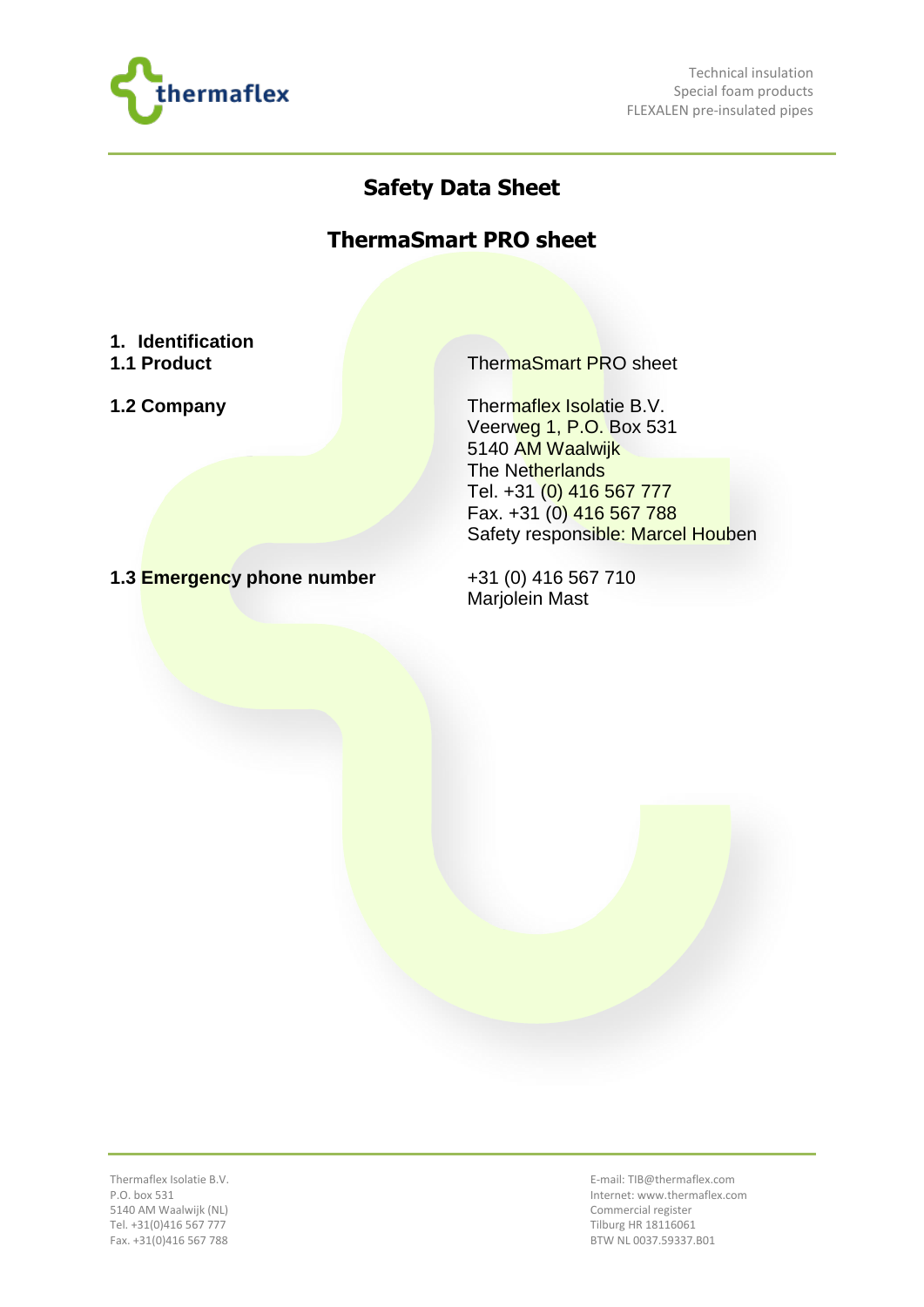# Safety Data Sheet

## ThermaSmart PRO sheet

### 1. Identification

| | |
|---|---|
| **1.1 Product** | ThermaSmart PRO sheet |
| **1.2 Company** | Thermaflex Isolatie B.V.<br>Veerweg 1, P.O. Box 531<br>5140 AM Waalwijk<br>The Netherlands<br>Tel. +31 (0) 416 567 777<br>Fax. +31 (0) 416 567 788<br>Safety responsible: Marcel Houben |
| **1.3 Emergency phone number** | +31 (0) 416 567 710<br>Marjolein Mast |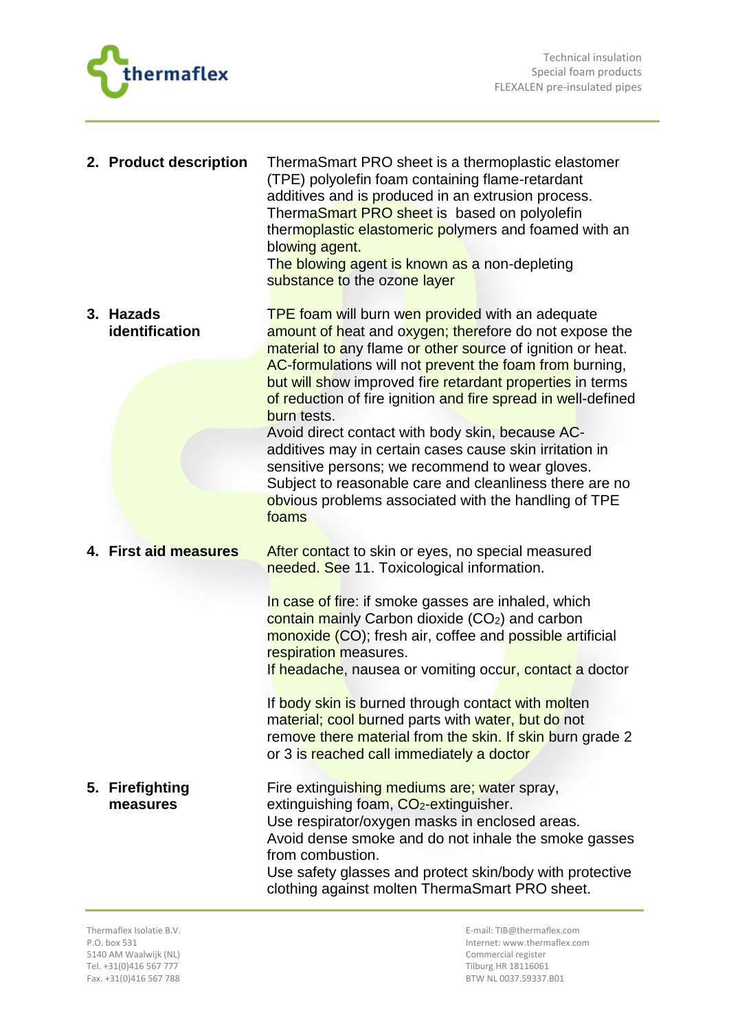## 2. Product description

ThermaSmart PRO sheet is a thermoplastic elastomer (TPE) polyolefin foam containing flame-retardant additives and is produced in an extrusion process. ThermaSmart PRO sheet is based on polyolefin thermoplastic elastomeric polymers and foamed with an blowing agent.
The blowing agent is known as a non-depleting substance to the ozone layer

## 3. Hazads identification

TPE foam will burn wen provided with an adequate amount of heat and oxygen; therefore do not expose the material to any flame or other source of ignition or heat. AC-formulations will not prevent the foam from burning, but will show improved fire retardant properties in terms of reduction of fire ignition and fire spread in well-defined burn tests.
Avoid direct contact with body skin, because AC-additives may in certain cases cause skin irritation in sensitive persons; we recommend to wear gloves.
Subject to reasonable care and cleanliness there are no obvious problems associated with the handling of TPE foams

## 4. First aid measures

After contact to skin or eyes, no special measured needed. See 11. Toxicological information.

In case of fire: if smoke gasses are inhaled, which contain mainly Carbon dioxide ($CO_2$) and carbon monoxide (CO); fresh air, coffee and possible artificial respiration measures.
If headache, nausea or vomiting occur, contact a doctor

If body skin is burned through contact with molten material; cool burned parts with water, but do not remove there material from the skin. If skin burn grade 2 or 3 is reached call immediately a doctor

## 5. Firefighting measures

Fire extinguishing mediums are; water spray, extinguishing foam, $CO_2$-extinguisher.
Use respirator/oxygen masks in enclosed areas.
Avoid dense smoke and do not inhale the smoke gasses from combustion.
Use safety glasses and protect skin/body with protective clothing against molten ThermaSmart PRO sheet.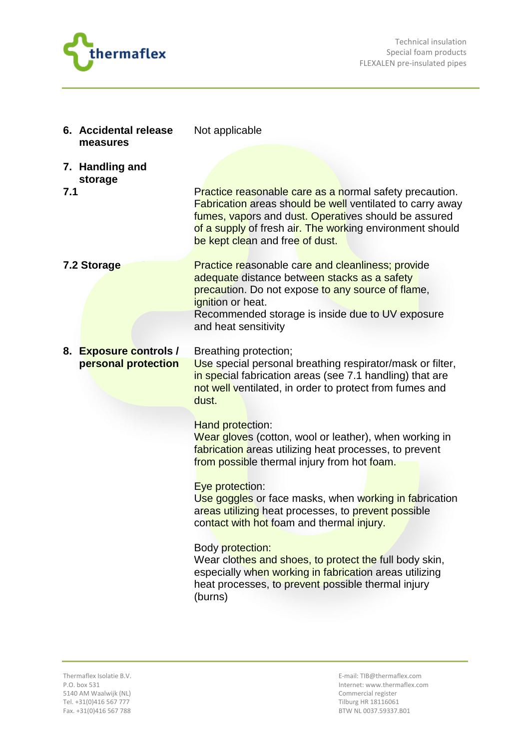## 6. Accidental release measures

Not applicable

## 7. Handling and storage

**7.1**

Practice reasonable care as a normal safety precaution. Fabrication areas should be well ventilated to carry away fumes, vapors and dust. Operatives should be assured of a supply of fresh air. The working environment should be kept clean and free of dust.

**7.2 Storage**

Practice reasonable care and cleanliness; provide adequate distance between stacks as a safety precaution. Do not expose to any source of flame, ignition or heat.
Recommended storage is inside due to UV exposure and heat sensitivity

## 8. Exposure controls / personal protection

Breathing protection;
Use special personal breathing respirator/mask or filter, in special fabrication areas (see 7.1 handling) that are not well ventilated, in order to protect from fumes and dust.

Hand protection:
Wear gloves (cotton, wool or leather), when working in fabrication areas utilizing heat processes, to prevent from possible thermal injury from hot foam.

Eye protection:
Use goggles or face masks, when working in fabrication areas utilizing heat processes, to prevent possible contact with hot foam and thermal injury.

Body protection:
Wear clothes and shoes, to protect the full body skin, especially when working in fabrication areas utilizing heat processes, to prevent possible thermal injury (burns)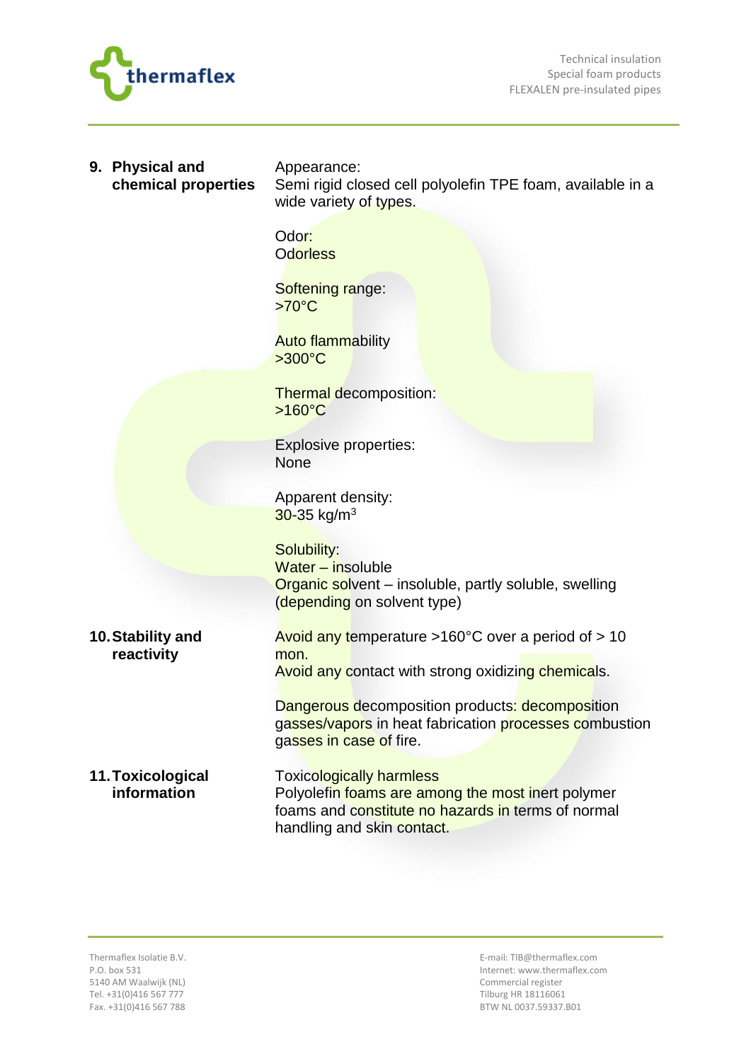## 9. Physical and chemical properties

Appearance:
Semi rigid closed cell polyolefin TPE foam, available in a wide variety of types.

Odor:
Odorless

Softening range:
>70°C

Auto flammability
>300°C

Thermal decomposition:
>160°C

Explosive properties:
None

Apparent density:
30-35 kg/$m^3$

Solubility:
Water – insoluble
Organic solvent – insoluble, partly soluble, swelling (depending on solvent type)

## 10. Stability and reactivity

Avoid any temperature >160°C over a period of > 10 mon.
Avoid any contact with strong oxidizing chemicals.

Dangerous decomposition products: decomposition gasses/vapors in heat fabrication processes combustion gasses in case of fire.

## 11. Toxicological information

Toxicologically harmless
Polyolefin foams are among the most inert polymer foams and constitute no hazards in terms of normal handling and skin contact.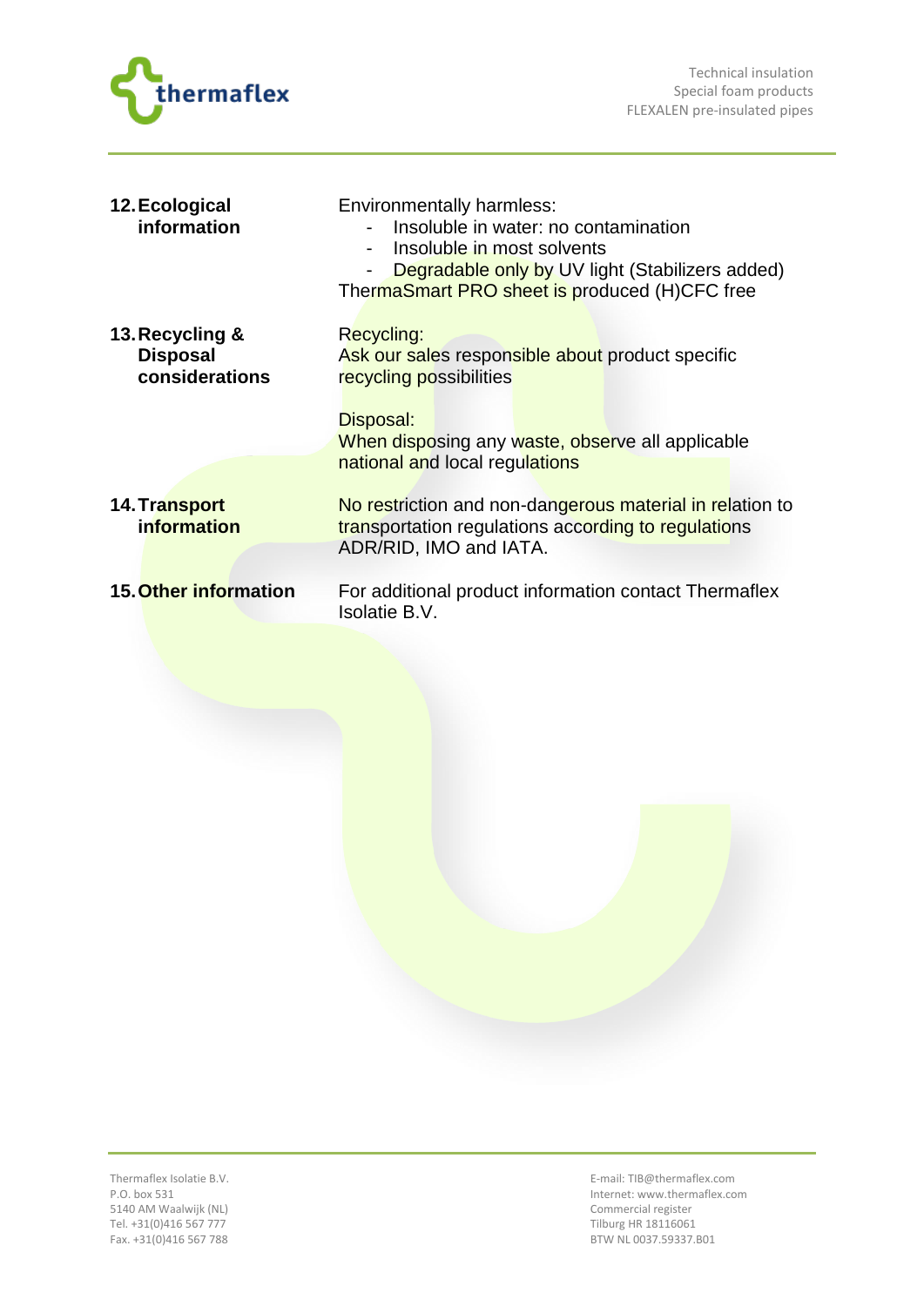## 12. Ecological information

Environmentally harmless:

- Insoluble in water: no contamination
- Insoluble in most solvents
- Degradable only by UV light (Stabilizers added)

ThermaSmart PRO sheet is produced (H)CFC free

## 13. Recycling & Disposal considerations

Recycling:
Ask our sales responsible about product specific recycling possibilities

Disposal:
When disposing any waste, observe all applicable national and local regulations

## 14. Transport information

No restriction and non-dangerous material in relation to transportation regulations according to regulations ADR/RID, IMO and IATA.

## 15. Other information

For additional product information contact Thermaflex Isolatie B.V.